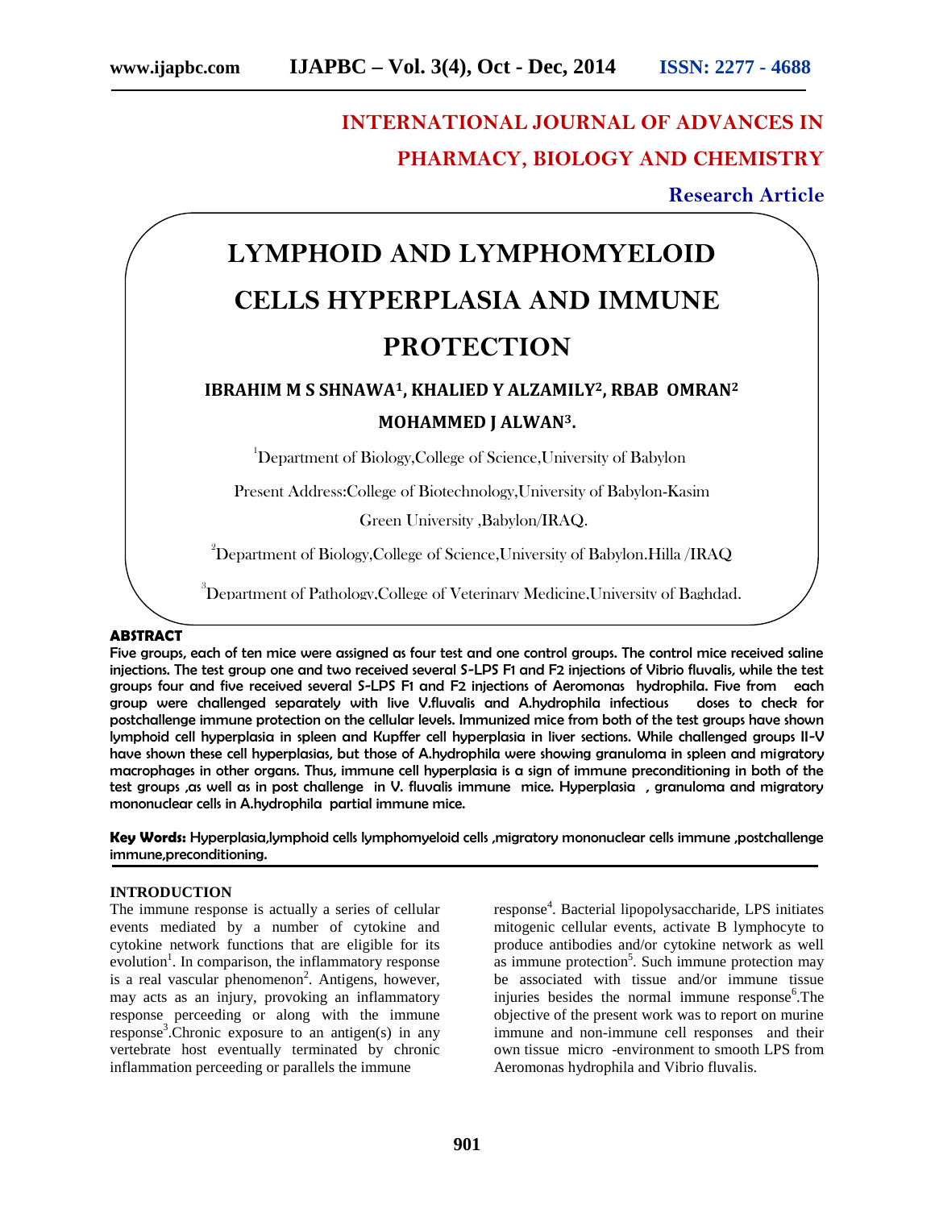INTERNATIONAL JOURNAL OF ADVANCES IN PHARMACY, BIOLOGY AND CHEMISTRY

**Research Article**

# LYMPHOID AND LYMPHOMYELOID CELLS HYPERPLASIA AND IMMUNE PROTECTION

**IBRAHIM M S SHNAWA[1], KHALIED Y ALZAMILY[2], RBAB OMRAN[2] MOHAMMED J ALWAN[3].**

[1]Department of Biology,College of Science,University of Babylon

Present Address:College of Biotechnology,University of Babylon-Kasim Green University ,Babylon/IRAQ.

[2]Department of Biology,College of Science,University of Babylon.Hilla /IRAQ

[3]Department of Pathology,College of Veterinary Medicine,University of Baghdad.

## ABSTRACT

Five groups, each of ten mice were assigned as four test and one control groups. The control mice received saline injections. The test group one and two received several S-LPS F1 and F2 injections of Vibrio fluvalis, while the test groups four and five received several S-LPS F1 and F2 injections of Aeromonas hydrophila. Five from each group were challenged separately with live V.fluvalis and A.hydrophila infectious doses to check for postchallenge immune protection on the cellular levels. Immunized mice from both of the test groups have shown lymphoid cell hyperplasia in spleen and Kupffer cell hyperplasia in liver sections. While challenged groups II-V have shown these cell hyperplasias, but those of A.hydrophila were showing granuloma in spleen and migratory macrophages in other organs. Thus, immune cell hyperplasia is a sign of immune preconditioning in both of the test groups ,as well as in post challenge in V. fluvalis immune mice. Hyperplasia , granuloma and migratory mononuclear cells in A.hydrophila partial immune mice.

**Key Words:** Hyperplasia,lymphoid cells lymphomyeloid cells ,migratory mononuclear cells immune ,postchallenge immune,preconditioning.

## INTRODUCTION

The immune response is actually a series of cellular events mediated by a number of cytokine and cytokine network functions that are eligible for its evolution[1]. In comparison, the inflammatory response is a real vascular phenomenon[2]. Antigens, however, may acts as an injury, provoking an inflammatory response perceeding or along with the immune response[3].Chronic exposure to an antigen(s) in any vertebrate host eventually terminated by chronic inflammation perceeding or parallels the immune response[4]. Bacterial lipopolysaccharide, LPS initiates mitogenic cellular events, activate B lymphocyte to produce antibodies and/or cytokine network as well as immune protection[5]. Such immune protection may be associated with tissue and/or immune tissue injuries besides the normal immune response[6].The objective of the present work was to report on murine immune and non-immune cell responses and their own tissue micro -environment to smooth LPS from Aeromonas hydrophila and Vibrio fluvalis.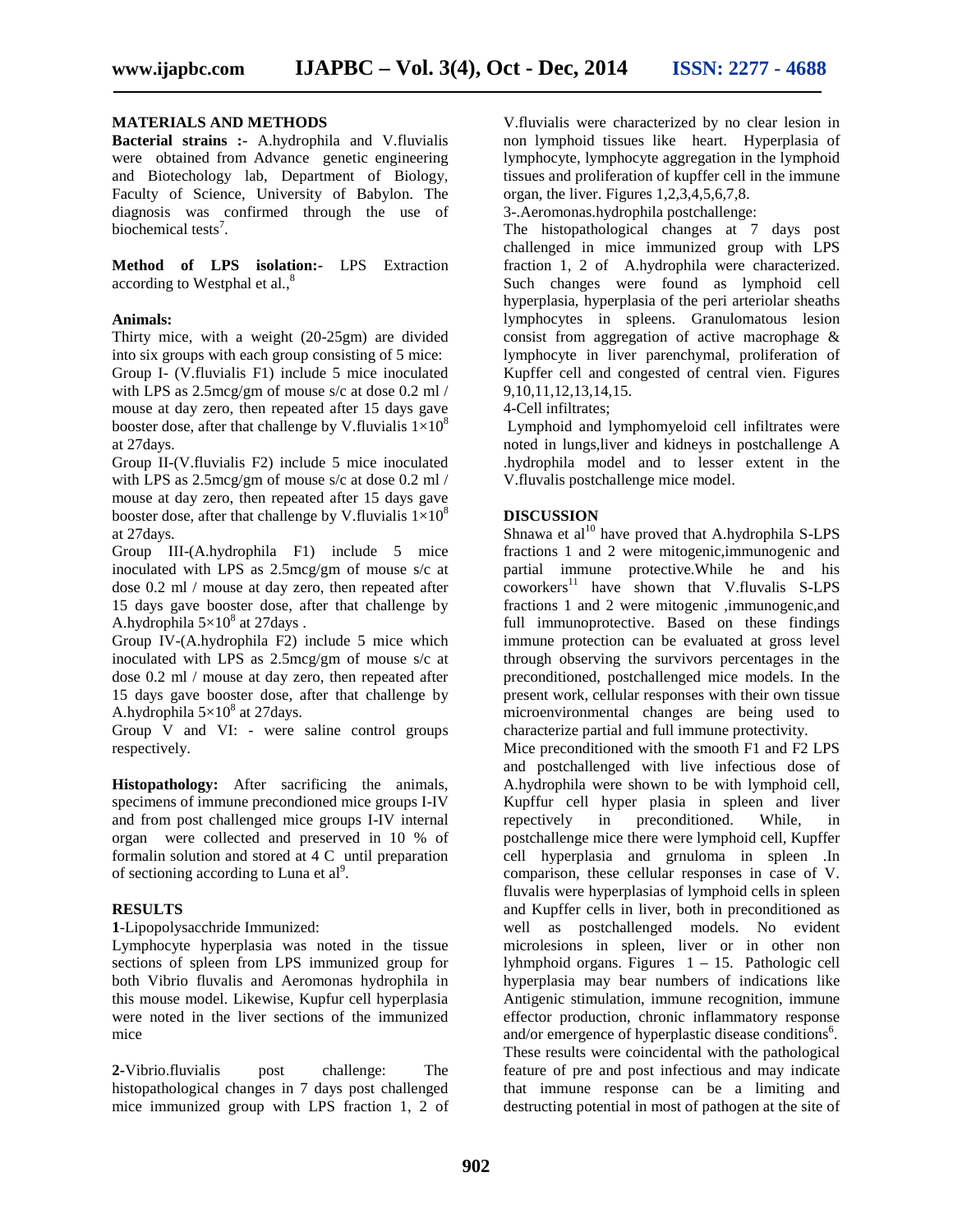## MATERIALS AND METHODS

**Bacterial strains :-** A.hydrophila and V.fluvialis were obtained from Advance genetic engineering and Biotechology lab, Department of Biology, Faculty of Science, University of Babylon. The diagnosis was confirmed through the use of biochemical tests[7].

**Method of LPS isolation:-** LPS Extraction according to Westphal et al.,[8]

**Animals:**

Thirty mice, with a weight (20-25gm) are divided into six groups with each group consisting of 5 mice:

Group I- (V.fluvialis F1) include 5 mice inoculated with LPS as 2.5mcg/gm of mouse s/c at dose 0.2 ml / mouse at day zero, then repeated after 15 days gave booster dose, after that challenge by V.fluvialis $1\times10^8$ at 27days.

Group II-(V.fluvialis F2) include 5 mice inoculated with LPS as 2.5mcg/gm of mouse s/c at dose 0.2 ml / mouse at day zero, then repeated after 15 days gave booster dose, after that challenge by V.fluvialis $1\times10^8$ at 27days.

Group III-(A.hydrophila F1) include 5 mice inoculated with LPS as 2.5mcg/gm of mouse s/c at dose 0.2 ml / mouse at day zero, then repeated after 15 days gave booster dose, after that challenge by A.hydrophila $5\times10^8$ at 27days .

Group IV-(A.hydrophila F2) include 5 mice which inoculated with LPS as 2.5mcg/gm of mouse s/c at dose 0.2 ml / mouse at day zero, then repeated after 15 days gave booster dose, after that challenge by A.hydrophila $5\times10^8$ at 27days.

Group V and VI: - were saline control groups respectively.

**Histopathology:** After sacrificing the animals, specimens of immune precondioned mice groups I-IV and from post challenged mice groups I-IV internal organ were collected and preserved in 10 % of formalin solution and stored at 4 C until preparation of sectioning according to Luna et al[9].

## RESULTS

**1**-Lipopolysacchride Immunized:

Lymphocyte hyperplasia was noted in the tissue sections of spleen from LPS immunized group for both Vibrio fluvalis and Aeromonas hydrophila in this mouse model. Likewise, Kupfur cell hyperplasia were noted in the liver sections of the immunized mice

**2**-Vibrio.fluvialis post challenge: The histopathological changes in 7 days post challenged mice immunized group with LPS fraction 1, 2 of V.fluvialis were characterized by no clear lesion in non lymphoid tissues like heart. Hyperplasia of lymphocyte, lymphocyte aggregation in the lymphoid tissues and proliferation of kupffer cell in the immune organ, the liver. Figures 1,2,3,4,5,6,7,8.

3-.Aeromonas.hydrophila postchallenge:

The histopathological changes at 7 days post challenged in mice immunized group with LPS fraction 1, 2 of A.hydrophila were characterized. Such changes were found as lymphoid cell hyperplasia, hyperplasia of the peri arteriolar sheaths lymphocytes in spleens. Granulomatous lesion consist from aggregation of active macrophage & lymphocyte in liver parenchymal, proliferation of Kupffer cell and congested of central vien. Figures 9,10,11,12,13,14,15.

4-Cell infiltrates;

Lymphoid and lymphomyeloid cell infiltrates were noted in lungs,liver and kidneys in postchallenge A .hydrophila model and to lesser extent in the V.fluvalis postchallenge mice model.

## DISCUSSION

Shnawa et al[10] have proved that A.hydrophila S-LPS fractions 1 and 2 were mitogenic,immunogenic and partial immune protective.While he and his coworkers[11] have shown that V.fluvalis S-LPS fractions 1 and 2 were mitogenic ,immunogenic,and full immunoprotective. Based on these findings immune protection can be evaluated at gross level through observing the survivors percentages in the preconditioned, postchallenged mice models. In the present work, cellular responses with their own tissue microenvironmental changes are being used to characterize partial and full immune protectivity.

Mice preconditioned with the smooth F1 and F2 LPS and postchallenged with live infectious dose of A.hydrophila were shown to be with lymphoid cell, Kupffur cell hyper plasia in spleen and liver repectively in preconditioned. While, in postchallenge mice there were lymphoid cell, Kupffer cell hyperplasia and grnuloma in spleen .In comparison, these cellular responses in case of V. fluvalis were hyperplasias of lymphoid cells in spleen and Kupffer cells in liver, both in preconditioned as well as postchallenged models. No evident microlesions in spleen, liver or in other non lyhmphoid organs. Figures 1 – 15. Pathologic cell hyperplasia may bear numbers of indications like Antigenic stimulation, immune recognition, immune effector production, chronic inflammatory response and/or emergence of hyperplastic disease conditions[6]. These results were coincidental with the pathological feature of pre and post infectious and may indicate that immune response can be a limiting and destructing potential in most of pathogen at the site of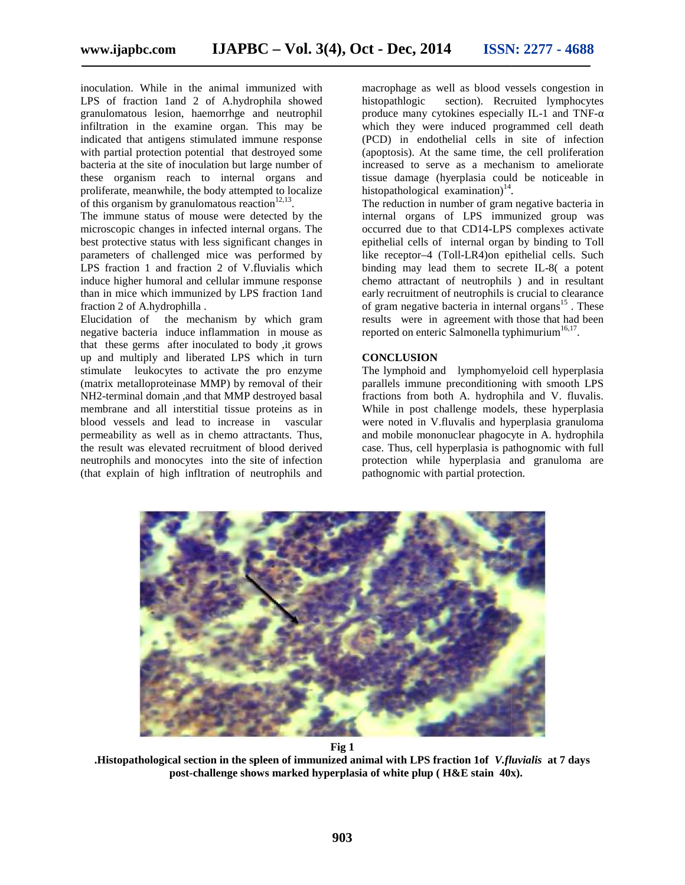inoculation. While in the animal immunized with LPS of fraction 1and 2 of A.hydrophila showed granulomatous lesion, haemorrhge and neutrophil infiltration in the examine organ. This may be indicated that antigens stimulated immune response with partial protection potential that destroyed some bacteria at the site of inoculation but large number of these organism reach to internal organs and proliferate, meanwhile, the body attempted to localize of this organism by granulomatous reaction[12,13].

The immune status of mouse were detected by the microscopic changes in infected internal organs. The best protective status with less significant changes in parameters of challenged mice was performed by LPS fraction 1 and fraction 2 of V.fluvialis which induce higher humoral and cellular immune response than in mice which immunized by LPS fraction 1and fraction 2 of A.hydrophilla .

Elucidation of the mechanism by which gram negative bacteria induce inflammation in mouse as that these germs after inoculated to body ,it grows up and multiply and liberated LPS which in turn stimulate leukocytes to activate the pro enzyme (matrix metalloproteinase MMP) by removal of their NH2-terminal domain ,and that MMP destroyed basal membrane and all interstitial tissue proteins as in blood vessels and lead to increase in vascular permeability as well as in chemo attractants. Thus, the result was elevated recruitment of blood derived neutrophils and monocytes into the site of infection (that explain of high infltration of neutrophils and macrophage as well as blood vessels congestion in histopathlogic section). Recruited lymphocytes produce many cytokines especially IL-1 and TNF-α which they were induced programmed cell death (PCD) in endothelial cells in site of infection (apoptosis). At the same time, the cell proliferation increased to serve as a mechanism to ameliorate tissue damage (hyerplasia could be noticeable in histopathological examination)[14].

The reduction in number of gram negative bacteria in internal organs of LPS immunized group was occurred due to that CD14-LPS complexes activate epithelial cells of internal organ by binding to Toll like receptor–4 (Toll-LR4)on epithelial cells. Such binding may lead them to secrete IL-8( a potent chemo attractant of neutrophils ) and in resultant early recruitment of neutrophils is crucial to clearance of gram negative bacteria in internal organs[15] . These results were in agreement with those that had been reported on enteric Salmonella typhimurium[16,17].

## CONCLUSION

The lymphoid and lymphomyeloid cell hyperplasia parallels immune preconditioning with smooth LPS fractions from both A. hydrophila and V. fluvalis. While in post challenge models, these hyperplasia were noted in V.fluvalis and hyperplasia granuloma and mobile mononuclear phagocyte in A. hydrophila case. Thus, cell hyperplasia is pathognomic with full protection while hyperplasia and granuloma are pathognomic with partial protection.

**Fig 1**

**.Histopathological section in the spleen of immunized animal with LPS fraction 1of *V.fluvialis* at 7 days post-challenge shows marked hyperplasia of white plup ( H&E stain 40x).**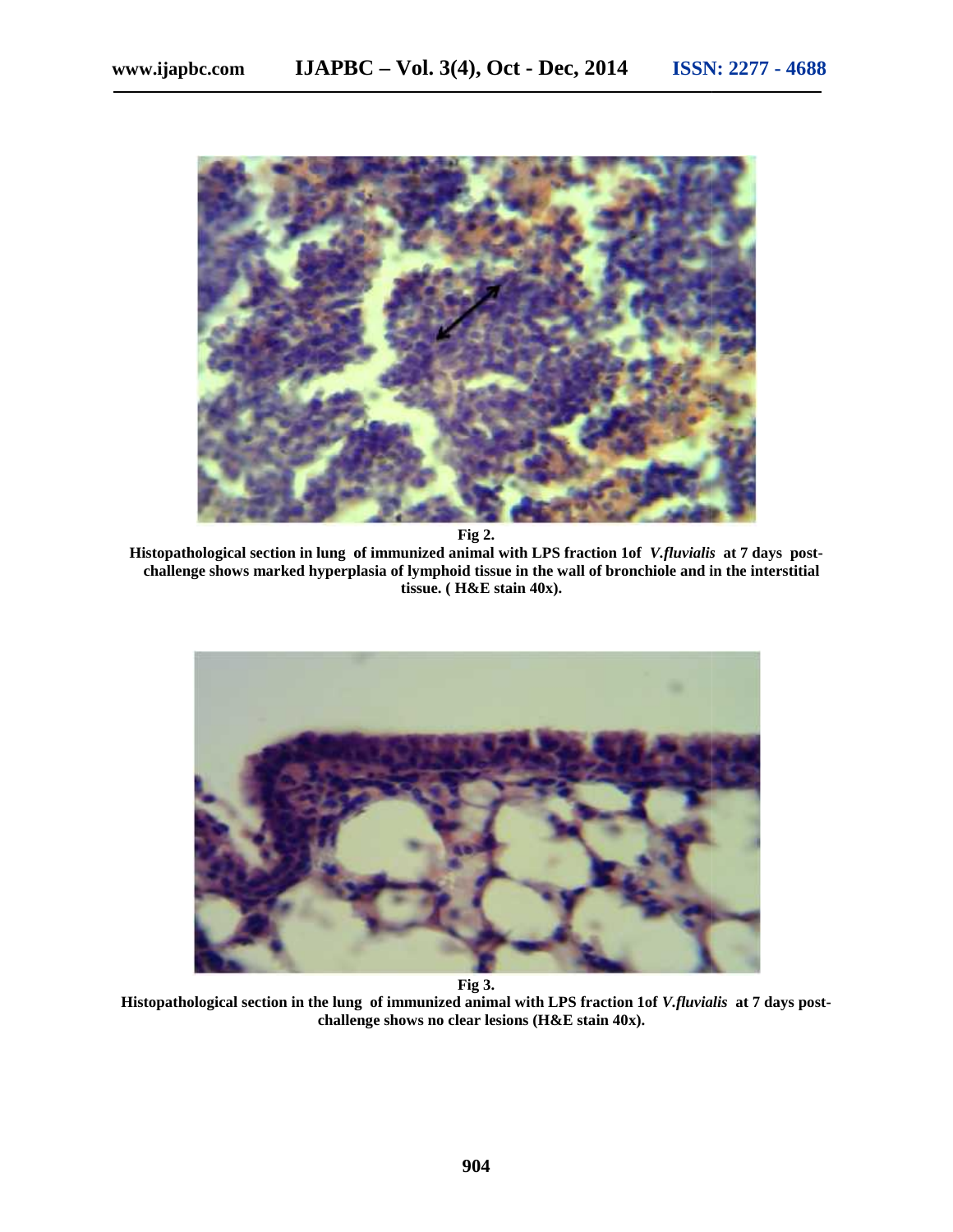**Fig 2.**

**Histopathological section in lung of immunized animal with LPS fraction 1of *V.fluvialis* at 7 days post-challenge shows marked hyperplasia of lymphoid tissue in the wall of bronchiole and in the interstitial tissue. ( H&E stain 40x).**

**Fig 3.**

**Histopathological section in the lung of immunized animal with LPS fraction 1of *V.fluvialis* at 7 days post-challenge shows no clear lesions (H&E stain 40x).**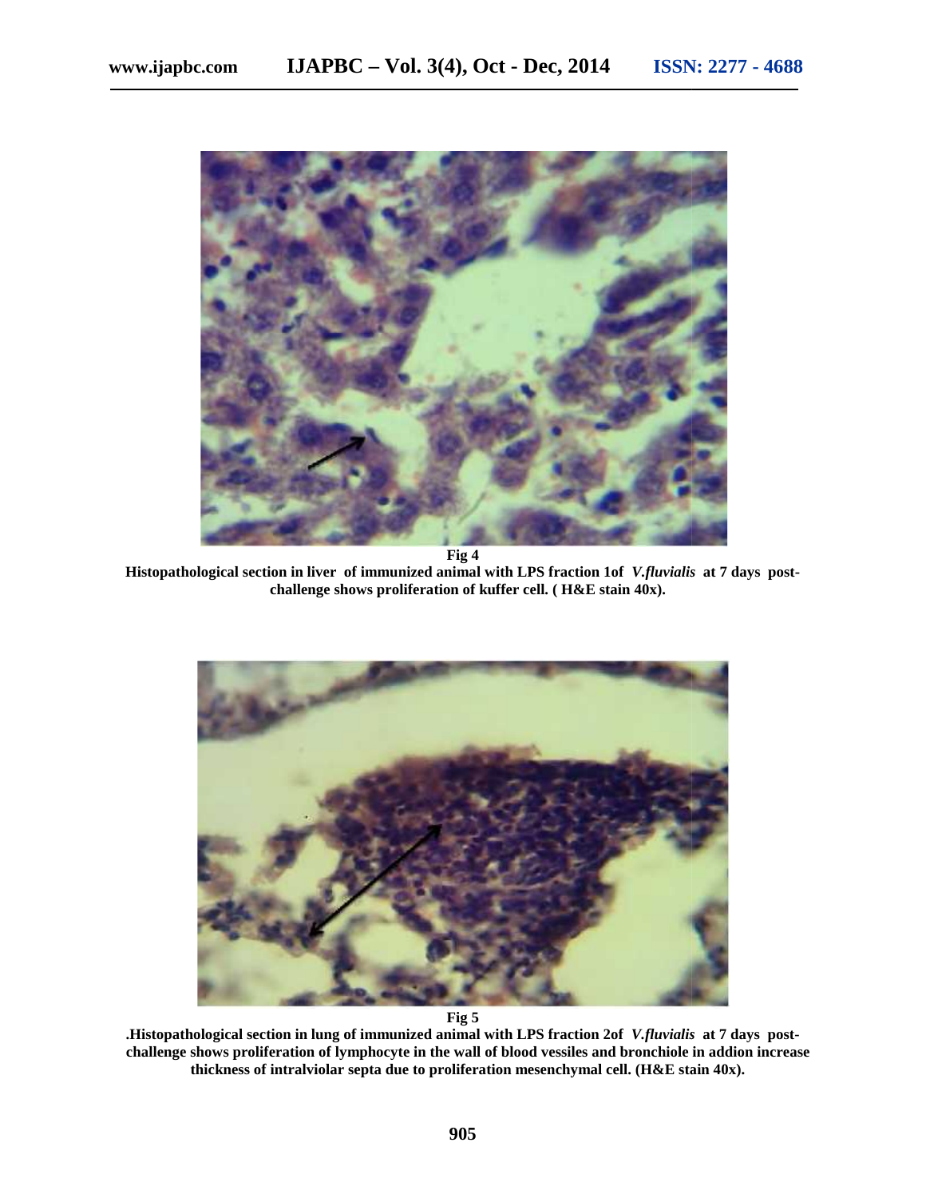**Fig 4**

**Histopathological section in liver of immunized animal with LPS fraction 1of *V.fluvialis* at 7 days post-challenge shows proliferation of kuffer cell. ( H&E stain 40x).**

**Fig 5**

**.Histopathological section in lung of immunized animal with LPS fraction 2of *V.fluvialis* at 7 days post-challenge shows proliferation of lymphocyte in the wall of blood vessiles and bronchiole in addion increase thickness of intralviolar septa due to proliferation mesenchymal cell. (H&E stain 40x).**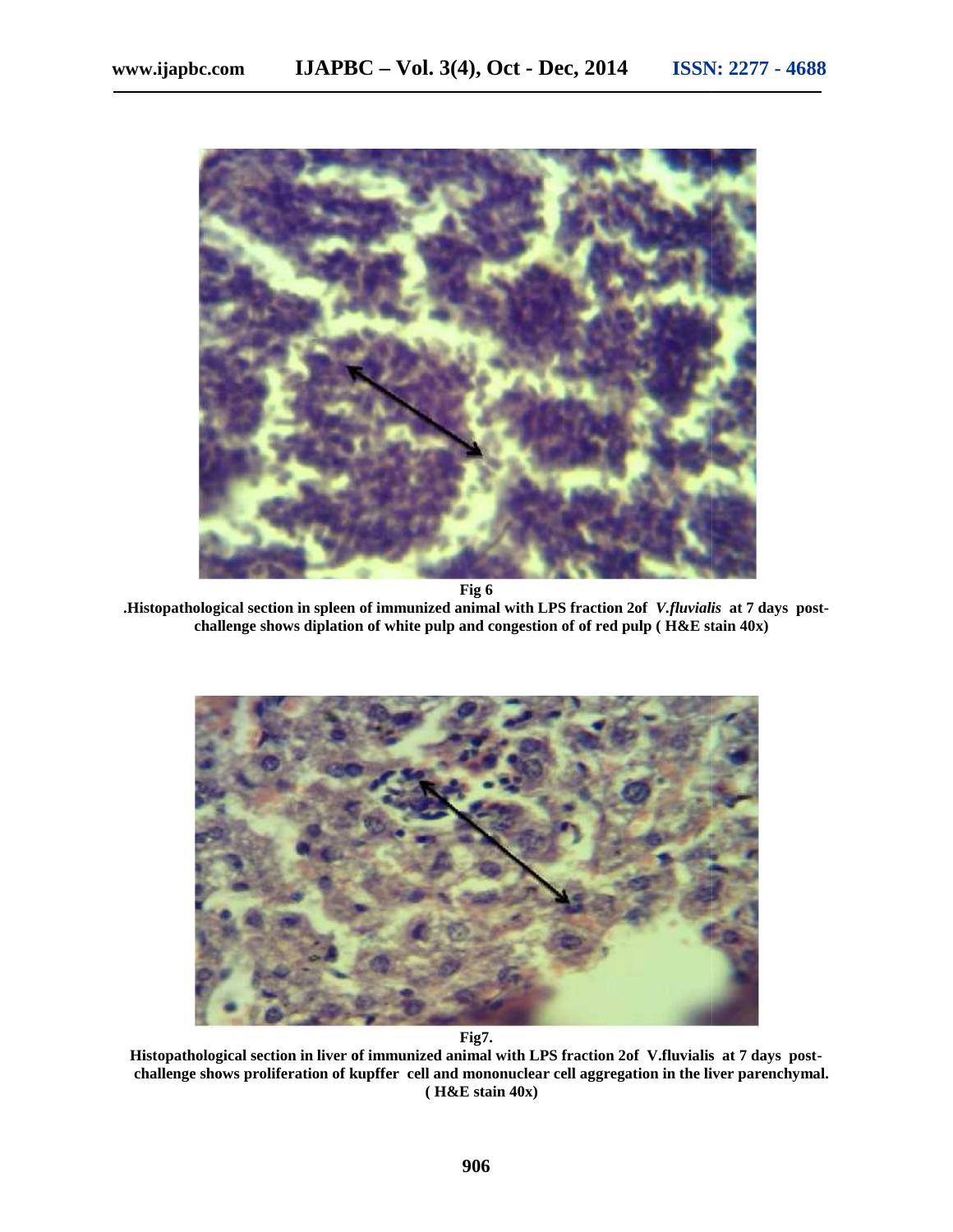Fig 6

.Histopathological section in spleen of immunized animal with LPS fraction 2of *V.fluvialis* at 7 days post-challenge shows diplation of white pulp and congestion of of red pulp ( H&E stain 40x)

Fig7.

Histopathological section in liver of immunized animal with LPS fraction 2of V.fluvialis at 7 days post-challenge shows proliferation of kupffer cell and mononuclear cell aggregation in the liver parenchymal. ( H&E stain 40x)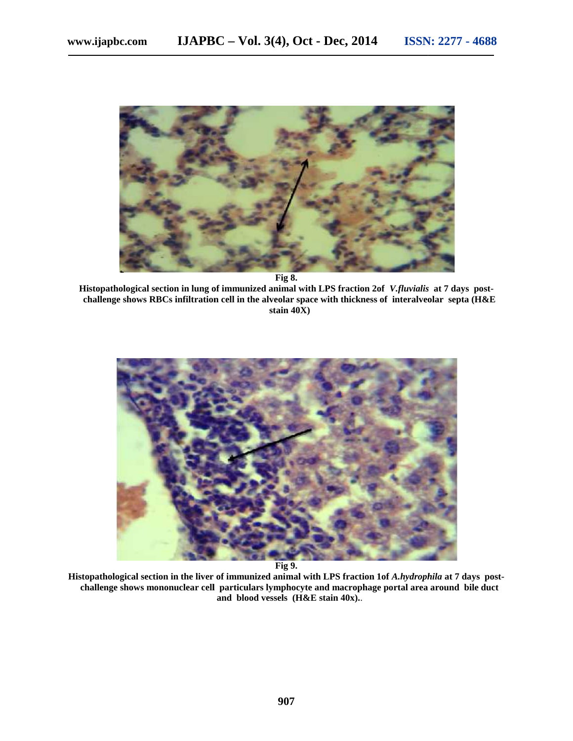**Fig 8.**

**Histopathological section in lung of immunized animal with LPS fraction 2of *V.fluvialis* at 7 days post-challenge shows RBCs infiltration cell in the alveolar space with thickness of interalveolar septa (H&E stain 40X)**

**Fig 9.**

**Histopathological section in the liver of immunized animal with LPS fraction 1of *A.hydrophila* at 7 days post-challenge shows mononuclear cell particulars lymphocyte and macrophage portal area around bile duct and blood vessels (H&E stain 40x).**.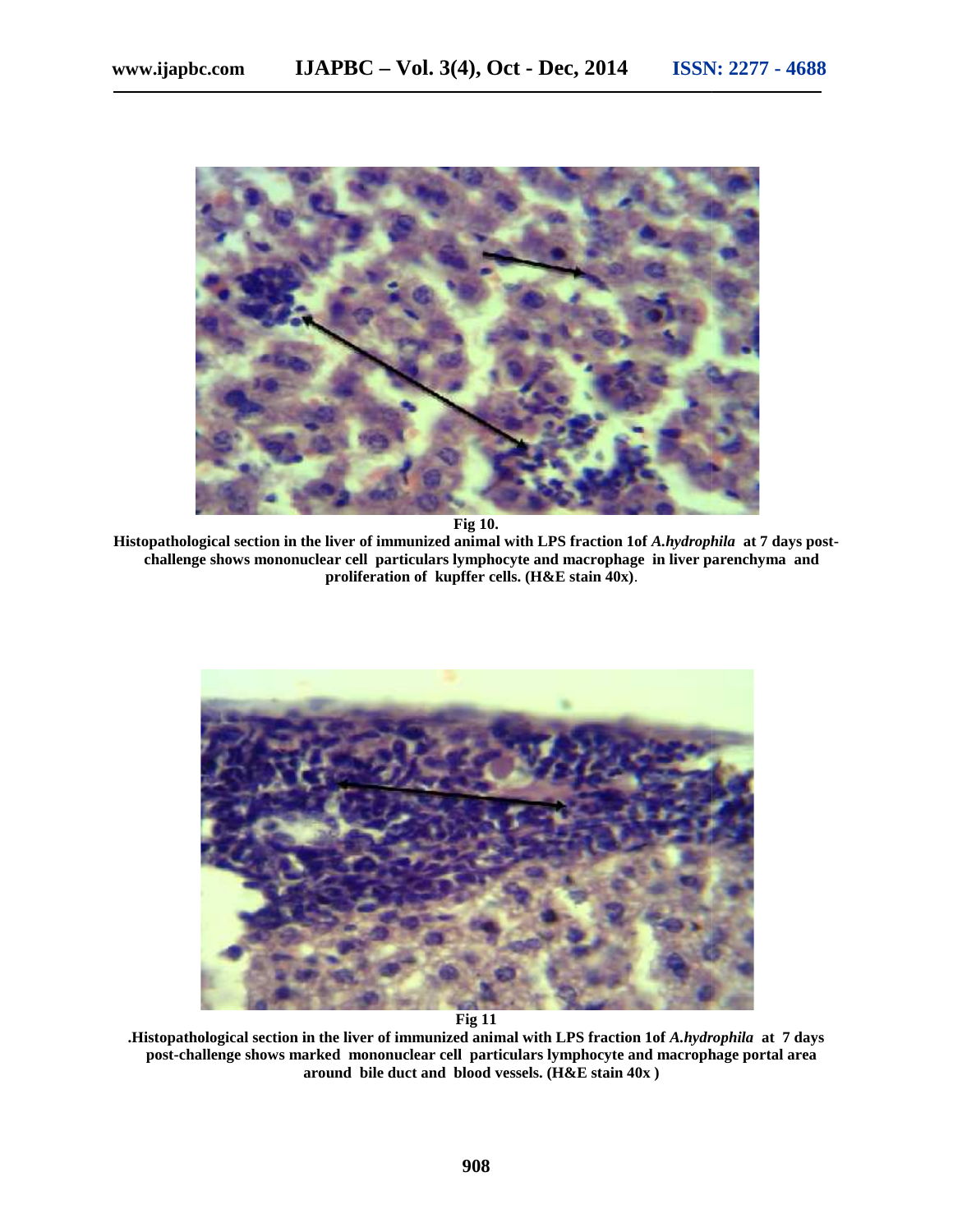**Fig 10.**

**Histopathological section in the liver of immunized animal with LPS fraction 1of *A.hydrophila* at 7 days post-challenge shows mononuclear cell particulars lymphocyte and macrophage in liver parenchyma and proliferation of kupffer cells. (H&E stain 40x)**.

**Fig 11**

**.Histopathological section in the liver of immunized animal with LPS fraction 1of *A.hydrophila* at 7 days post-challenge shows marked mononuclear cell particulars lymphocyte and macrophage portal area around bile duct and blood vessels. (H&E stain 40x )**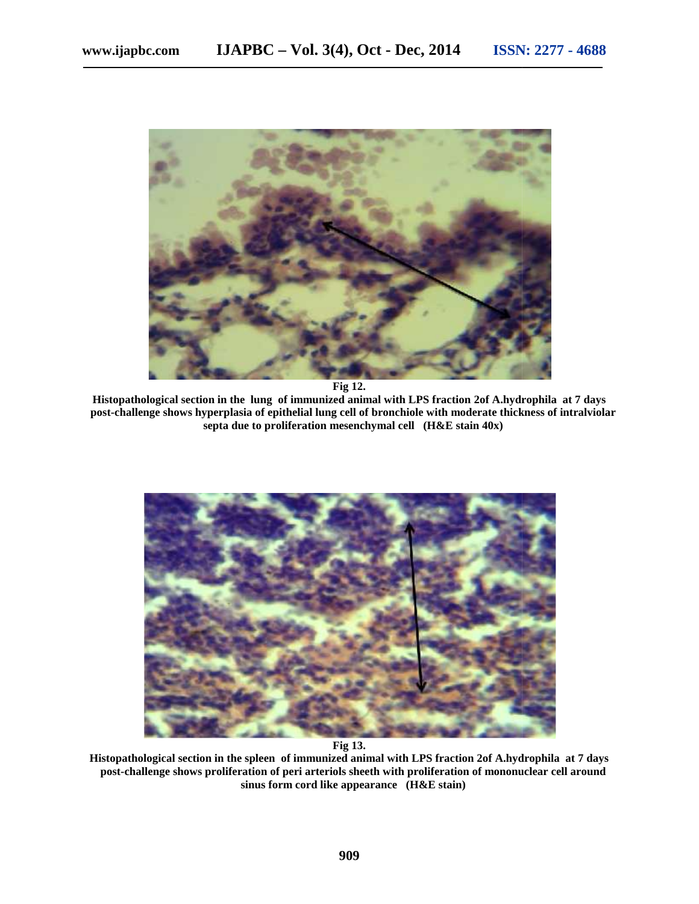**Fig 12.**

**Histopathological section in the lung of immunized animal with LPS fraction 2of A.hydrophila at 7 days post-challenge shows hyperplasia of epithelial lung cell of bronchiole with moderate thickness of intralviolar septa due to proliferation mesenchymal cell (H&E stain 40x)**

**Fig 13.**

**Histopathological section in the spleen of immunized animal with LPS fraction 2of A.hydrophila at 7 days post-challenge shows proliferation of peri arteriols sheeth with proliferation of mononuclear cell around sinus form cord like appearance (H&E stain)**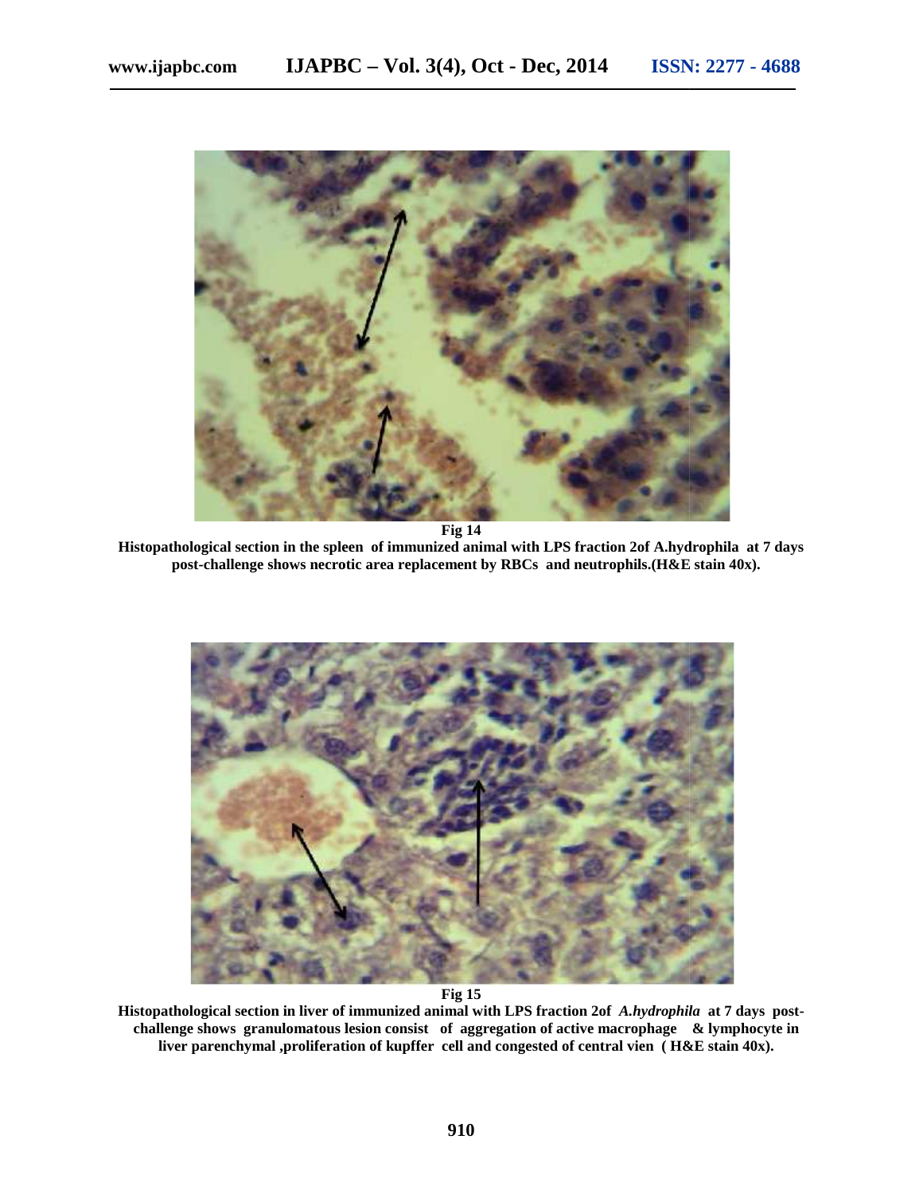**Fig 14**

**Histopathological section in the spleen of immunized animal with LPS fraction 2of A.hydrophila at 7 days post-challenge shows necrotic area replacement by RBCs and neutrophils.(H&E stain 40x).**

**Fig 15**

**Histopathological section in liver of immunized animal with LPS fraction 2of *A.hydrophila* at 7 days post-challenge shows granulomatous lesion consist of aggregation of active macrophage & lymphocyte in liver parenchymal ,proliferation of kupffer cell and congested of central vien ( H&E stain 40x).**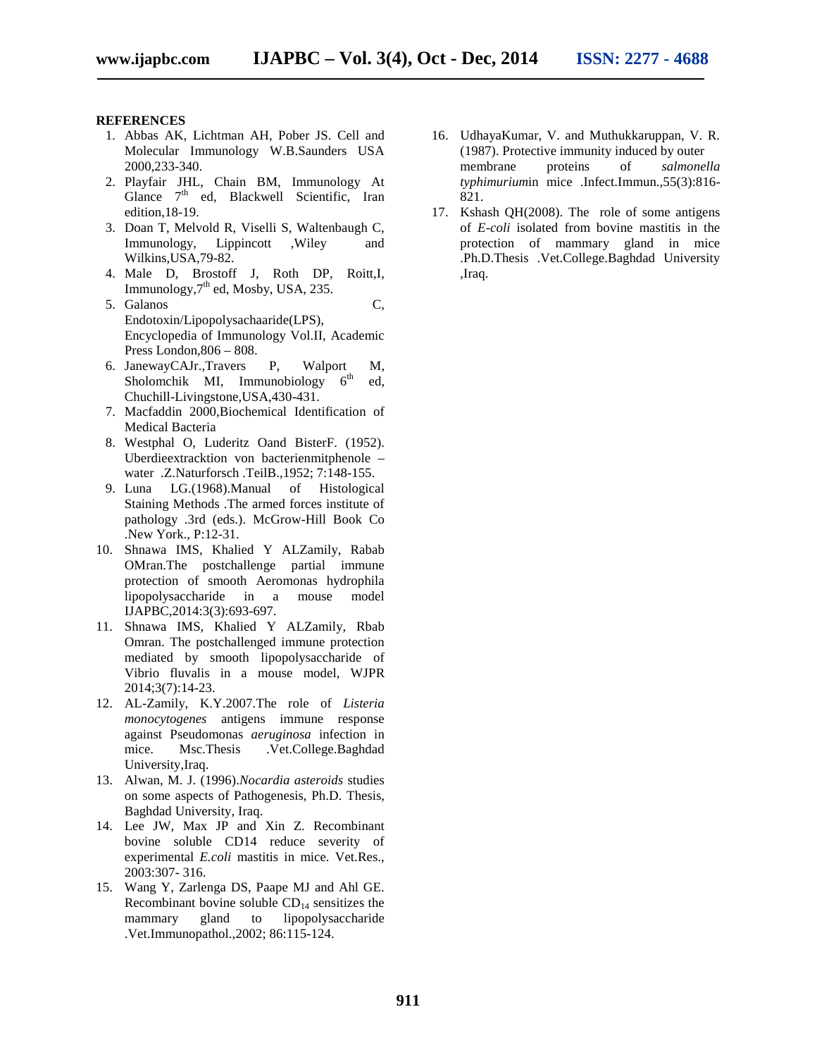**REFERENCES**

1. Abbas AK, Lichtman AH, Pober JS. Cell and Molecular Immunology W.B.Saunders USA 2000,233-340.
2. Playfair JHL, Chain BM, Immunology At Glance 7th ed, Blackwell Scientific, Iran edition,18-19.
3. Doan T, Melvold R, Viselli S, Waltenbaugh C, Immunology, Lippincott ,Wiley and Wilkins,USA,79-82.
4. Male D, Brostoff J, Roth DP, Roitt,I, Immunology,7th ed, Mosby, USA, 235.
5. Galanos C, Endotoxin/Lipopolysachaaride(LPS), Encyclopedia of Immunology Vol.II, Academic Press London,806 – 808.
6. JanewayCAJr.,Travers P, Walport M, Sholomchik MI, Immunobiology 6th ed, Chuchill-Livingstone,USA,430-431.
7. Macfaddin 2000,Biochemical Identification of Medical Bacteria
8. Westphal O, Luderitz Oand BisterF. (1952). Uberdieextracktion von bacterienmitphenole –water .Z.Naturforsch .TeilB.,1952; 7:148-155.
9. Luna LG.(1968).Manual of Histological Staining Methods .The armed forces institute of pathology .3rd (eds.). McGrow-Hill Book Co .New York., P:12-31.
10. Shnawa IMS, Khalied Y ALZamily, Rabab OMran.The postchallenge partial immune protection of smooth Aeromonas hydrophila lipopolysaccharide in a mouse model IJAPBC,2014:3(3):693-697.
11. Shnawa IMS, Khalied Y ALZamily, Rbab Omran. The postchallenged immune protection mediated by smooth lipopolysaccharide of Vibrio fluvalis in a mouse model, WJPR 2014;3(7):14-23.
12. AL-Zamily, K.Y.2007.The role of *Listeria monocytogenes* antigens immune response against Pseudomonas *aeruginosa* infection in mice. Msc.Thesis .Vet.College.Baghdad University,Iraq.
13. Alwan, M. J. (1996).*Nocardia asteroids* studies on some aspects of Pathogenesis, Ph.D. Thesis, Baghdad University, Iraq.
14. Lee JW, Max JP and Xin Z. Recombinant bovine soluble CD14 reduce severity of experimental *E.coli* mastitis in mice. Vet.Res., 2003:307- 316.
15. Wang Y, Zarlenga DS, Paape MJ and Ahl GE. Recombinant bovine soluble $CD_{14}$ sensitizes the mammary gland to lipopolysaccharide .Vet.Immunopathol.,2002; 86:115-124.
16. UdhayaKumar, V. and Muthukkaruppan, V. R. (1987). Protective immunity induced by outer membrane proteins of *salmonella typhimurium*in mice .Infect.Immun.,55(3):816-821.
17. Kshash QH(2008). The role of some antigens of *E-coli* isolated from bovine mastitis in the protection of mammary gland in mice .Ph.D.Thesis .Vet.College.Baghdad University ,Iraq.